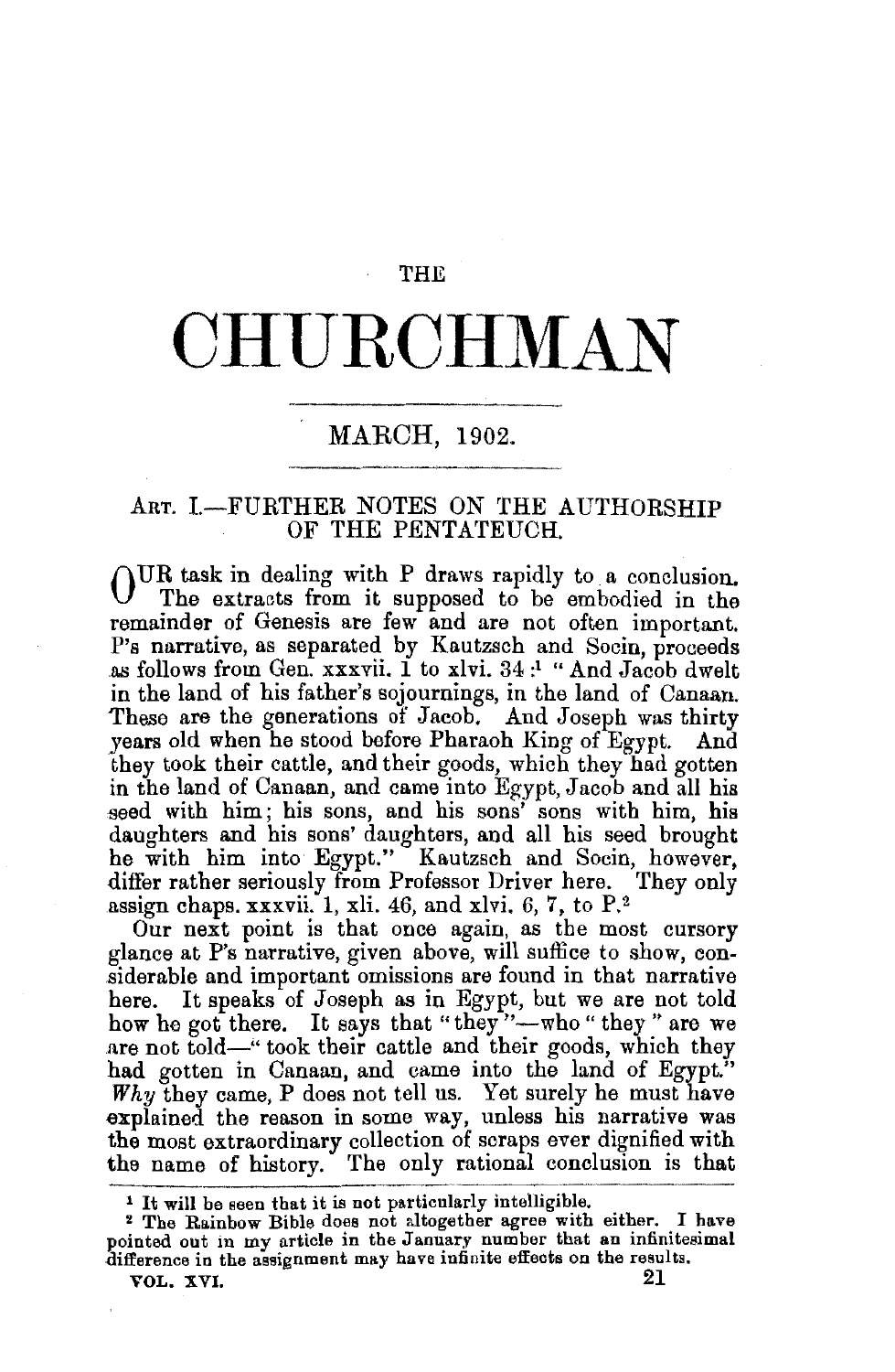THE

# CHURCHMAN

## MARCH, 1902.

### ART. I.—FURTHER NOTES ON THE AUTHORSHIP OF THE PENTATEUCH.

OUR task in dealing with P draws rapidly to a conclusion. The extracts from it supposed to be embodied in the remainder of Genesis are few and are not often important. P's narrative, as separated by Kautzsch and Socin, proceeds as follows from Gen. xxxvii. 1 to xlvi. 34:[1] "And Jacob dwelt in the land of his father's sojournings, in the land of Canaan. These are the generations of Jacob. And Joseph was thirty years old when he stood before Pharaoh King of Egypt. And they took their cattle, and their goods, which they had gotten in the land of Canaan, and came into Egypt, Jacob and all his seed with him; his sons, and his sons' sons with him, his daughters and his sons' daughters, and all his seed brought he with him into Egypt." Kautzsch and Socin, however, differ rather seriously from Professor Driver here. They only assign chaps. xxxvii. 1, xli. 46, and xlvi. 6, 7, to P.[2]

Our next point is that once again, as the most cursory glance at P's narrative, given above, will suffice to show, considerable and important omissions are found in that narrative here. It speaks of Joseph as in Egypt, but we are not told how he got there. It says that "they"—who "they" are we are not told—"took their cattle and their goods, which they had gotten in Canaan, and came into the land of Egypt." *Why* they came, P does not tell us. Yet surely he must have explained the reason in some way, unless his narrative was the most extraordinary collection of scraps ever dignified with the name of history. The only rational conclusion is that

[1] It will be seen that it is not particularly intelligible.

[2] The Rainbow Bible does not altogether agree with either. I have pointed out in my article in the January number that an infinitesimal difference in the assignment may have infinite effects on the results.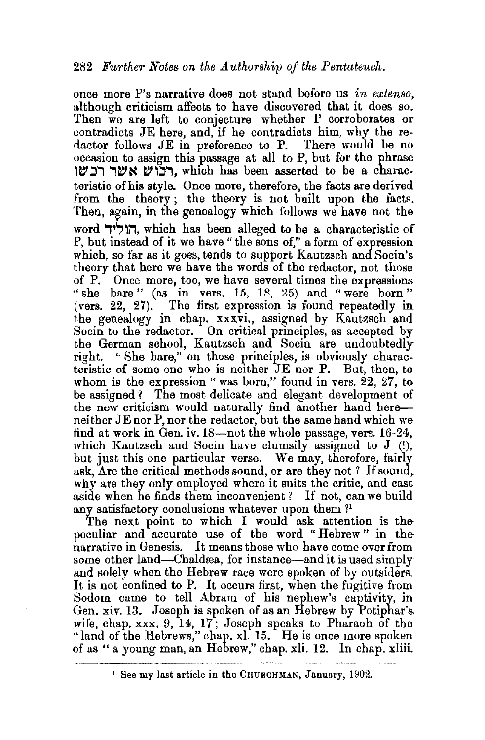once more P's narrative does not stand before us *in extenso*, although criticism affects to have discovered that it does so. Then we are left to conjecture whether P corroborates or contradicts JE here, and, if he contradicts him, why the redactor follows JE in preference to P. There would be no occasion to assign this passage at all to P, but for the phrase רכוש אשר רכשו, which has been asserted to be a characteristic of his style. Once more, therefore, the facts are derived from the theory; the theory is not built upon the facts. Then, again, in the genealogy which follows we have not the word הוליד, which has been alleged to be a characteristic of P, but instead of it we have "the sons of," a form of expression which, so far as it goes, tends to support Kautzsch and Socin's theory that here we have the words of the redactor, not those of P. Once more, too, we have several times the expressions "she bare" (as in vers. 15, 18, 25) and "were born" (vers. 22, 27). The first expression is found repeatedly in the genealogy in chap. xxxvi., assigned by Kautzsch and Socin to the redactor. On critical principles, as accepted by the German school, Kautzsch and Socin are undoubtedly right. "She bare," on those principles, is obviously characteristic of some one who is neither JE nor P. But, then, to whom is the expression "was born," found in vers. 22, 27, to be assigned? The most delicate and elegant development of the new criticism would naturally find another hand here—neither JE nor P, nor the redactor, but the same hand which we find at work in Gen. iv. 18—not the whole passage, vers. 16-24, which Kautzsch and Socin have clumsily assigned to J (!), but just this one particular verse. We may, therefore, fairly ask, Are the critical methods sound, or are they not? If sound, why are they only employed where it suits the critic, and cast aside when he finds them inconvenient? If not, can we build any satisfactory conclusions whatever upon them?[1]

The next point to which I would ask attention is the peculiar and accurate use of the word "Hebrew" in the narrative in Genesis. It means those who have come over from some other land—Chaldæa, for instance—and it is used simply and solely when the Hebrew race were spoken of by outsiders. It is not confined to P. It occurs first, when the fugitive from Sodom came to tell Abram of his nephew's captivity, in Gen. xiv. 13. Joseph is spoken of as an Hebrew by Potiphar's wife, chap. xxx. 9, 14, 17; Joseph speaks to Pharaoh of the "land of the Hebrews," chap. xl. 15. He is once more spoken of as "a young man, an Hebrew," chap. xli. 12. In chap. xliii.

[1] See my last article in the CHURCHMAN, January, 1902.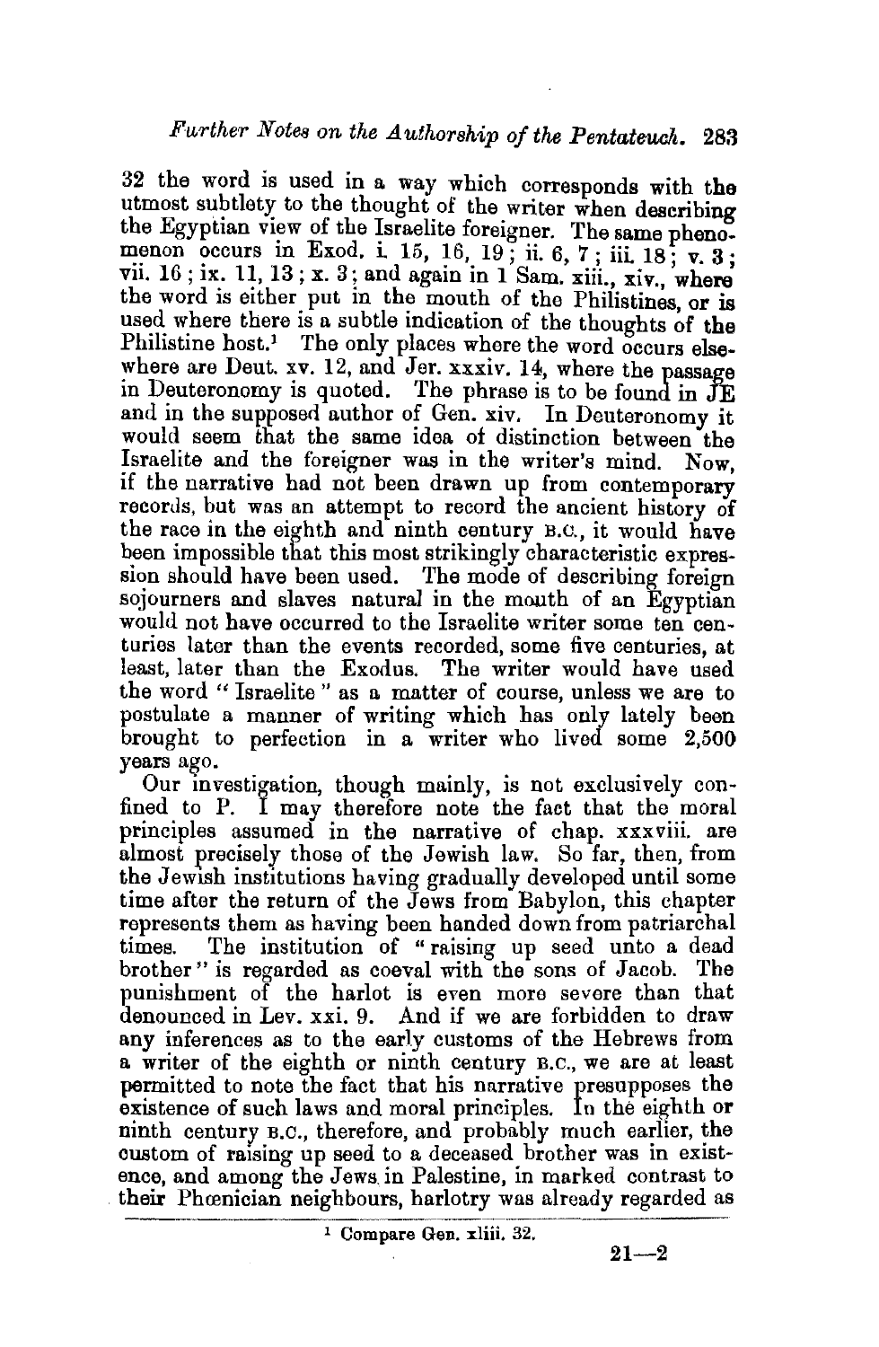32 the word is used in a way which corresponds with the utmost subtlety to the thought of the writer when describing the Egyptian view of the Israelite foreigner. The same phenomenon occurs in Exod. i. 15, 16, 19; ii. 6, 7; iii. 18; v. 3; vii. 16; ix. 11, 13; x. 3; and again in 1 Sam. xiii., xiv., where the word is either put in the mouth of the Philistines, or is used where there is a subtle indication of the thoughts of the Philistine host.[1] The only places where the word occurs elsewhere are Deut. xv. 12, and Jer. xxxiv. 14, where the passage in Deuteronomy is quoted. The phrase is to be found in JE and in the supposed author of Gen. xiv. In Deuteronomy it would seem that the same idea of distinction between the Israelite and the foreigner was in the writer's mind. Now, if the narrative had not been drawn up from contemporary records, but was an attempt to record the ancient history of the race in the eighth and ninth century B.C., it would have been impossible that this most strikingly characteristic expression should have been used. The mode of describing foreign sojourners and slaves natural in the mouth of an Egyptian would not have occurred to the Israelite writer some ten centuries later than the events recorded, some five centuries, at least, later than the Exodus. The writer would have used the word "Israelite" as a matter of course, unless we are to postulate a manner of writing which has only lately been brought to perfection in a writer who lived some 2,500 years ago.

Our investigation, though mainly, is not exclusively confined to P. I may therefore note the fact that the moral principles assumed in the narrative of chap. xxxviii. are almost precisely those of the Jewish law. So far, then, from the Jewish institutions having gradually developed until some time after the return of the Jews from Babylon, this chapter represents them as having been handed down from patriarchal times. The institution of "raising up seed unto a dead brother" is regarded as coeval with the sons of Jacob. The punishment of the harlot is even more severe than that denounced in Lev. xxi. 9. And if we are forbidden to draw any inferences as to the early customs of the Hebrews from a writer of the eighth or ninth century B.C., we are at least permitted to note the fact that his narrative presupposes the existence of such laws and moral principles. In the eighth or ninth century B.C., therefore, and probably much earlier, the custom of raising up seed to a deceased brother was in existence, and among the Jews in Palestine, in marked contrast to their Phœnician neighbours, harlotry was already regarded as

[1] Compare Gen. xliii. 32.

21—2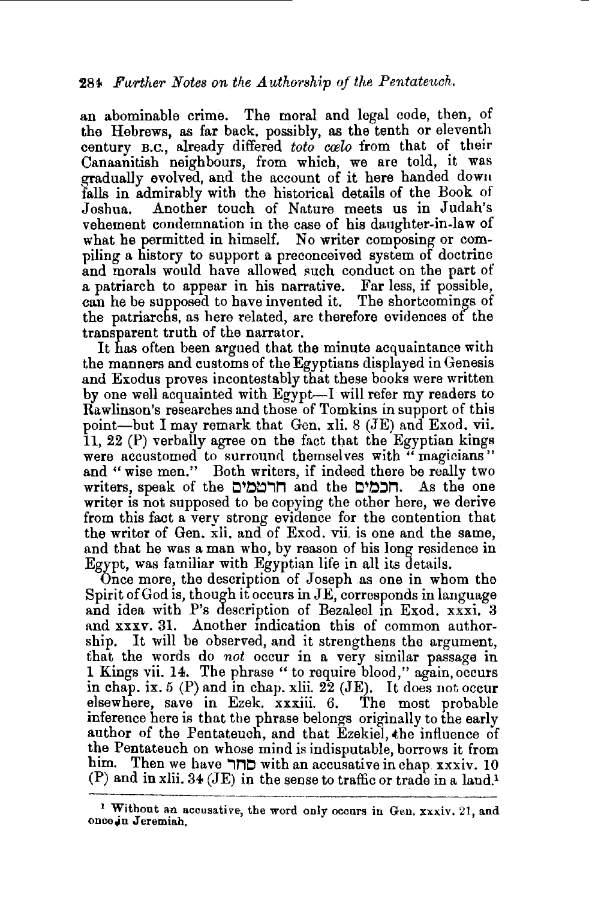an abominable crime. The moral and legal code, then, of the Hebrews, as far back, possibly, as the tenth or eleventh century B.C., already differed *toto cœlo* from that of their Canaanitish neighbours, from which, we are told, it was gradually evolved, and the account of it here handed down falls in admirably with the historical details of the Book of Joshua. Another touch of Nature meets us in Judah's vehement condemnation in the case of his daughter-in-law of what he permitted in himself. No writer composing or compiling a history to support a preconceived system of doctrine and morals would have allowed such conduct on the part of a patriarch to appear in his narrative. Far less, if possible, can he be supposed to have invented it. The shortcomings of the patriarchs, as here related, are therefore evidences of the transparent truth of the narrator.

It has often been argued that the minute acquaintance with the manners and customs of the Egyptians displayed in Genesis and Exodus proves incontestably that these books were written by one well acquainted with Egypt—I will refer my readers to Rawlinson's researches and those of Tomkins in support of this point—but I may remark that Gen. xli. 8 (JE) and Exod. vii. 11, 22 (P) verbally agree on the fact that the Egyptian kings were accustomed to surround themselves with "magicians" and "wise men." Both writers, if indeed there be really two writers, speak of the חרטמים and the חכמים. As the one writer is not supposed to be copying the other here, we derive from this fact a very strong evidence for the contention that the writer of Gen. xli. and of Exod. vii. is one and the same, and that he was a man who, by reason of his long residence in Egypt, was familiar with Egyptian life in all its details.

Once more, the description of Joseph as one in whom the Spirit of God is, though it occurs in JE, corresponds in language and idea with P's description of Bezaleel in Exod. xxxi. 3 and xxxv. 31. Another indication this of common authorship. It will be observed, and it strengthens the argument, that the words do *not* occur in a very similar passage in 1 Kings vii. 14. The phrase "to require blood," again, occurs in chap. ix. 5 (P) and in chap. xlii. 22 (JE). It does not occur elsewhere, save in Ezek. xxxiii. 6. The most probable inference here is that the phrase belongs originally to the early author of the Pentateuch, and that Ezekiel, the influence of the Pentateuch on whose mind is indisputable, borrows it from him. Then we have סחר with an accusative in chap. xxxiv. 10 (P) and in xlii. 34 (JE) in the sense to traffic or trade in a land.[1]

---

[1] Without an accusative, the word only occurs in Gen. xxxiv. 21, and once in Jeremiah.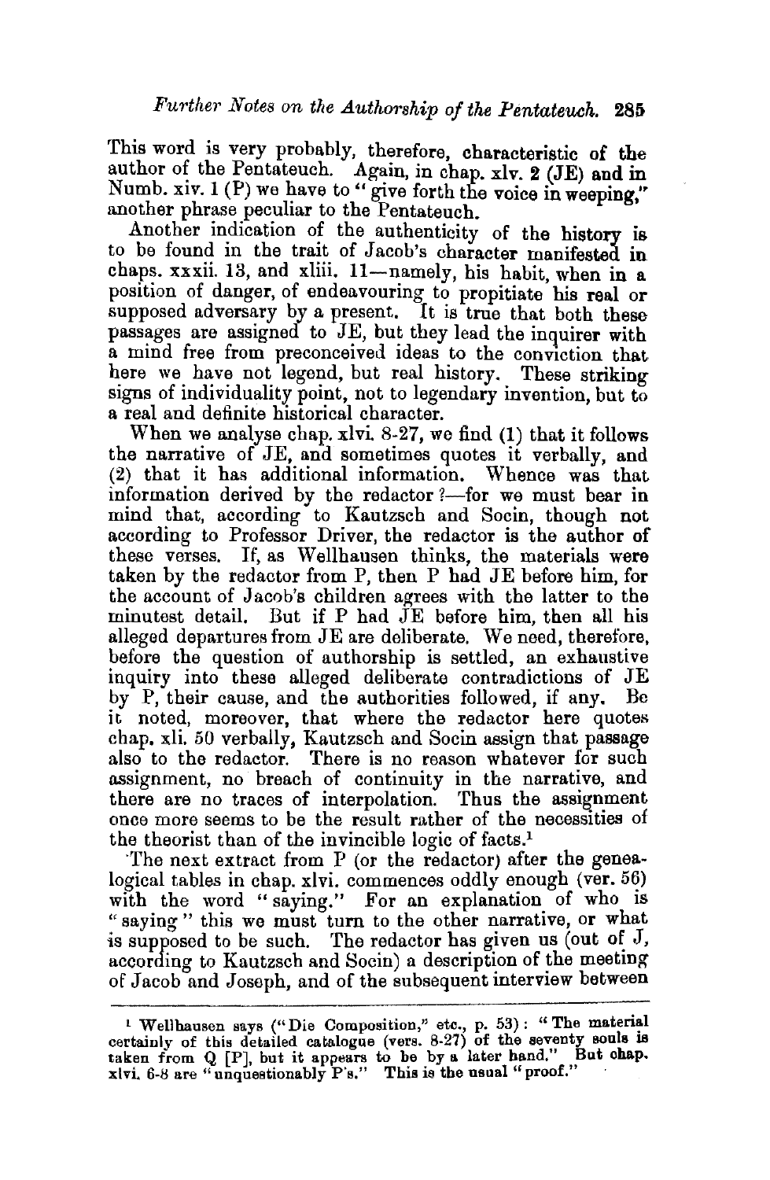This word is very probably, therefore, characteristic of the author of the Pentateuch. Again, in chap. xlv. 2 (JE) and in Numb. xiv. 1 (P) we have to "give forth the voice in weeping," another phrase peculiar to the Pentateuch.

Another indication of the authenticity of the history is to be found in the trait of Jacob's character manifested in chaps. xxxii. 13, and xliii. 11—namely, his habit, when in a position of danger, of endeavouring to propitiate his real or supposed adversary by a present. It is true that both these passages are assigned to JE, but they lead the inquirer with a mind free from preconceived ideas to the conviction that here we have not legend, but real history. These striking signs of individuality point, not to legendary invention, but to a real and definite historical character.

When we analyse chap. xlvi. 8-27, we find (1) that it follows the narrative of JE, and sometimes quotes it verbally, and (2) that it has additional information. Whence was that information derived by the redactor?—for we must bear in mind that, according to Kautzsch and Socin, though not according to Professor Driver, the redactor is the author of these verses. If, as Wellhausen thinks, the materials were taken by the redactor from P, then P had JE before him, for the account of Jacob's children agrees with the latter to the minutest detail. But if P had JE before him, then all his alleged departures from JE are deliberate. We need, therefore, before the question of authorship is settled, an exhaustive inquiry into these alleged deliberate contradictions of JE by P, their cause, and the authorities followed, if any. Be it noted, moreover, that where the redactor here quotes chap. xli. 50 verbally, Kautzsch and Socin assign that passage also to the redactor. There is no reason whatever for such assignment, no breach of continuity in the narrative, and there are no traces of interpolation. Thus the assignment once more seems to be the result rather of the necessities of the theorist than of the invincible logic of facts.[1]

The next extract from P (or the redactor) after the genealogical tables in chap. xlvi. commences oddly enough (ver. 56) with the word "saying." For an explanation of who is "saying" this we must turn to the other narrative, or what is supposed to be such. The redactor has given us (out of J, according to Kautzsch and Socin) a description of the meeting of Jacob and Joseph, and of the subsequent interview between

---

[1] Wellhausen says ("Die Composition," etc., p. 53): "The material certainly of this detailed catalogue (vers. 8-27) of the seventy souls is taken from Q [P], but it appears to be by a later hand." But chap. xlvi. 6-8 are "unquestionably P's." This is the usual "proof."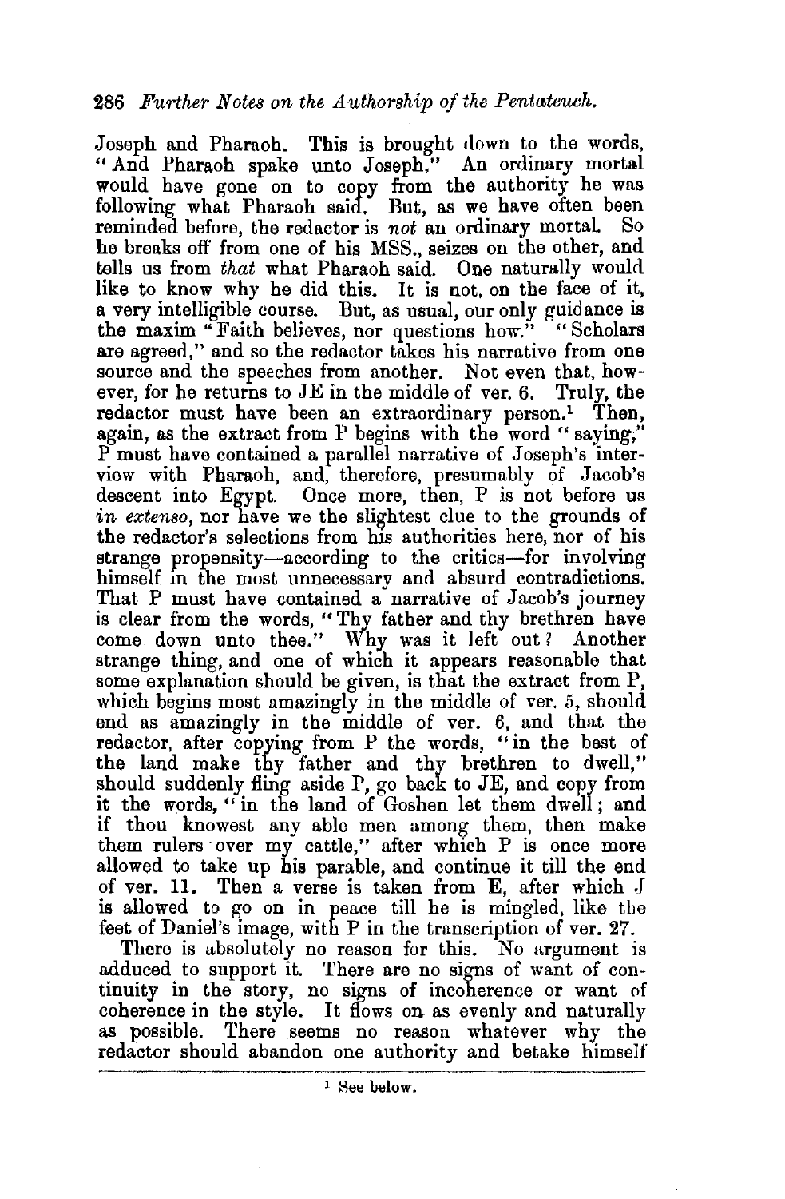Joseph and Pharaoh. This is brought down to the words, "And Pharaoh spake unto Joseph." An ordinary mortal would have gone on to copy from the authority he was following what Pharaoh said. But, as we have often been reminded before, the redactor is *not* an ordinary mortal. So he breaks off from one of his MSS., seizes on the other, and tells us from *that* what Pharaoh said. One naturally would like to know why he did this. It is not, on the face of it, a very intelligible course. But, as usual, our only guidance is the maxim "Faith believes, nor questions how." "Scholars are agreed," and so the redactor takes his narrative from one source and the speeches from another. Not even that, however, for he returns to JE in the middle of ver. 6. Truly, the redactor must have been an extraordinary person.[1] Then, again, as the extract from P begins with the word "saying," P must have contained a parallel narrative of Joseph's interview with Pharaoh, and, therefore, presumably of Jacob's descent into Egypt. Once more, then, P is not before us *in extenso*, nor have we the slightest clue to the grounds of the redactor's selections from his authorities here, nor of his strange propensity—according to the critics—for involving himself in the most unnecessary and absurd contradictions. That P must have contained a narrative of Jacob's journey is clear from the words, "Thy father and thy brethren have come down unto thee." Why was it left out? Another strange thing, and one of which it appears reasonable that some explanation should be given, is that the extract from P, which begins most amazingly in the middle of ver. 5, should end as amazingly in the middle of ver. 6, and that the redactor, after copying from P the words, "in the best of the land make thy father and thy brethren to dwell," should suddenly fling aside P, go back to JE, and copy from it the words, "in the land of Goshen let them dwell; and if thou knowest any able men among them, then make them rulers over my cattle," after which P is once more allowed to take up his parable, and continue it till the end of ver. 11. Then a verse is taken from E, after which J is allowed to go on in peace till he is mingled, like the feet of Daniel's image, with P in the transcription of ver. 27.

There is absolutely no reason for this. No argument is adduced to support it. There are no signs of want of continuity in the story, no signs of incoherence or want of coherence in the style. It flows on as evenly and naturally as possible. There seems no reason whatever why the redactor should abandon one authority and betake himself

[1] See below.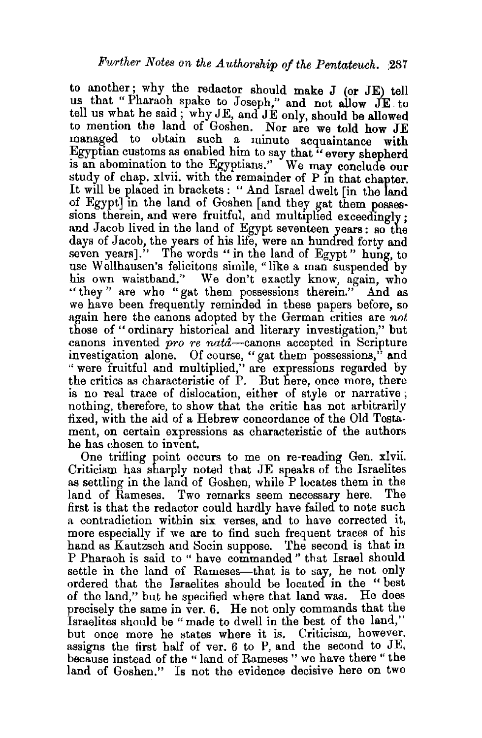to another; why the redactor should make J (or JE) tell us that "Pharaoh spake to Joseph," and not allow JE to tell us what he said; why JE, and JE only, should be allowed to mention the land of Goshen. Nor are we told how JE managed to obtain such a minute acquaintance with Egyptian customs as enabled him to say that "every shepherd is an abomination to the Egyptians." We may conclude our study of chap. xlvii. with the remainder of P in that chapter. It will be placed in brackets: "And Israel dwelt [in the land of Egypt] in the land of Goshen [and they gat them possessions therein, and were fruitful, and multiplied exceedingly; and Jacob lived in the land of Egypt seventeen years: so the days of Jacob, the years of his life, were an hundred forty and seven years]." The words "in the land of Egypt" hung, to use Wellhausen's felicitous simile, "like a man suspended by his own waistband." We don't exactly know, again, who "they" are who "gat them possessions therein." And as we have been frequently reminded in these papers before, so again here the canons adopted by the German critics are *not* those of "ordinary historical and literary investigation," but canons invented *pro re natâ*—canons accepted in Scripture investigation alone. Of course, "gat them possessions," and "were fruitful and multiplied," are expressions regarded by the critics as characteristic of P. But here, once more, there is no real trace of dislocation, either of style or narrative; nothing, therefore, to show that the critic has not arbitrarily fixed, with the aid of a Hebrew concordance of the Old Testament, on certain expressions as characteristic of the authors he has chosen to invent.

One trifling point occurs to me on re-reading Gen. xlvii. Criticism has sharply noted that JE speaks of the Israelites as settling in the land of Goshen, while P locates them in the land of Rameses. Two remarks seem necessary here. The first is that the redactor could hardly have failed to note such a contradiction within six verses, and to have corrected it, more especially if we are to find such frequent traces of his hand as Kautzsch and Socin suppose. The second is that in P Pharaoh is said to "have commanded" that Israel should settle in the land of Rameses—that is to say, he not only ordered that the Israelites should be located in the "best of the land," but he specified where that land was. He does precisely the same in ver. 6. He not only commands that the Israelites should be "made to dwell in the best of the land," but once more he states where it is. Criticism, however, assigns the first half of ver. 6 to P, and the second to JE, because instead of the "land of Rameses" we have there "the land of Goshen." Is not the evidence decisive here on two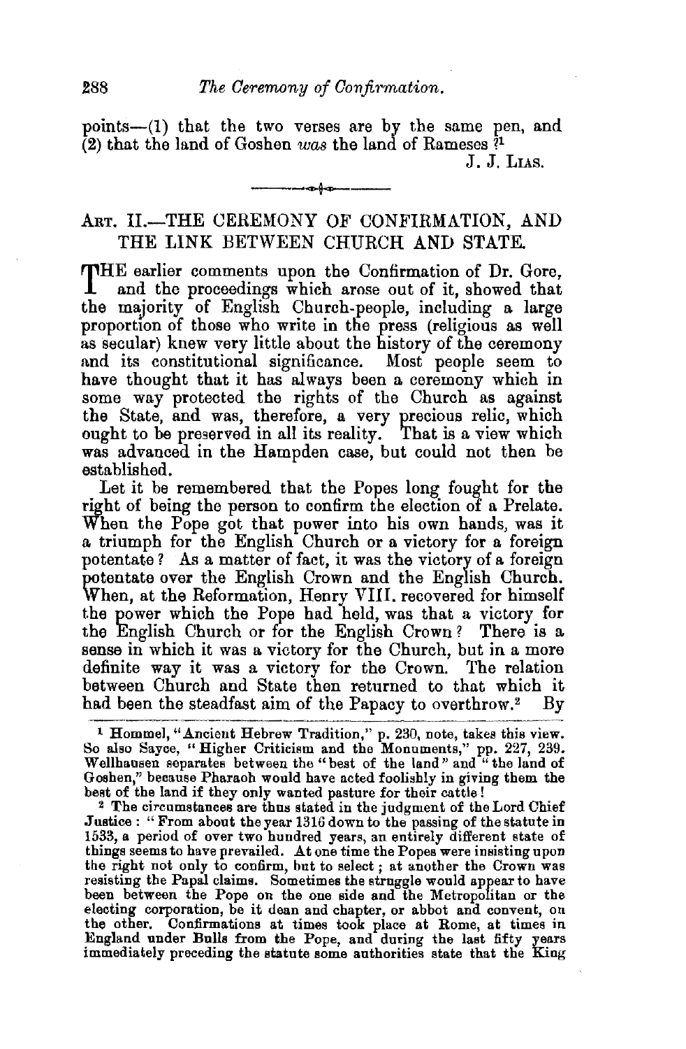points—(1) that the two verses are by the same pen, and (2) that the land of Goshen *was* the land of Rameses ?[1]

J. J. LIAS.

---

## ART. II.—THE CEREMONY OF CONFIRMATION, AND THE LINK BETWEEN CHURCH AND STATE.

THE earlier comments upon the Confirmation of Dr. Gore, and the proceedings which arose out of it, showed that the majority of English Church-people, including a large proportion of those who write in the press (religious as well as secular) knew very little about the history of the ceremony and its constitutional significance. Most people seem to have thought that it has always been a ceremony which in some way protected the rights of the Church as against the State, and was, therefore, a very precious relic, which ought to be preserved in all its reality. That is a view which was advanced in the Hampden case, but could not then be established.

Let it be remembered that the Popes long fought for the right of being the person to confirm the election of a Prelate. When the Pope got that power into his own hands, was it a triumph for the English Church or a victory for a foreign potentate? As a matter of fact, it was the victory of a foreign potentate over the English Crown and the English Church. When, at the Reformation, Henry VIII. recovered for himself the power which the Pope had held, was that a victory for the English Church or for the English Crown? There is a sense in which it was a victory for the Church, but in a more definite way it was a victory for the Crown. The relation between Church and State then returned to that which it had been the steadfast aim of the Papacy to overthrow.[2] By

---

[1] Hommel, "Ancient Hebrew Tradition," p. 230, note, takes this view. So also Sayce, "Higher Criticism and the Monuments," pp. 227, 239. Wellhausen separates between the "best of the land" and "the land of Goshen," because Pharaoh would have acted foolishly in giving them the best of the land if they only wanted pasture for their cattle!

[2] The circumstances are thus stated in the judgment of the Lord Chief Justice: "From about the year 1316 down to the passing of the statute in 1533, a period of over two hundred years, an entirely different state of things seems to have prevailed. At one time the Popes were insisting upon the right not only to confirm, but to select; at another the Crown was resisting the Papal claims. Sometimes the struggle would appear to have been between the Pope on the one side and the Metropolitan or the electing corporation, be it dean and chapter, or abbot and convent, on the other. Confirmations at times took place at Rome, at times in England under Bulls from the Pope, and during the last fifty years immediately preceding the statute some authorities state that the King